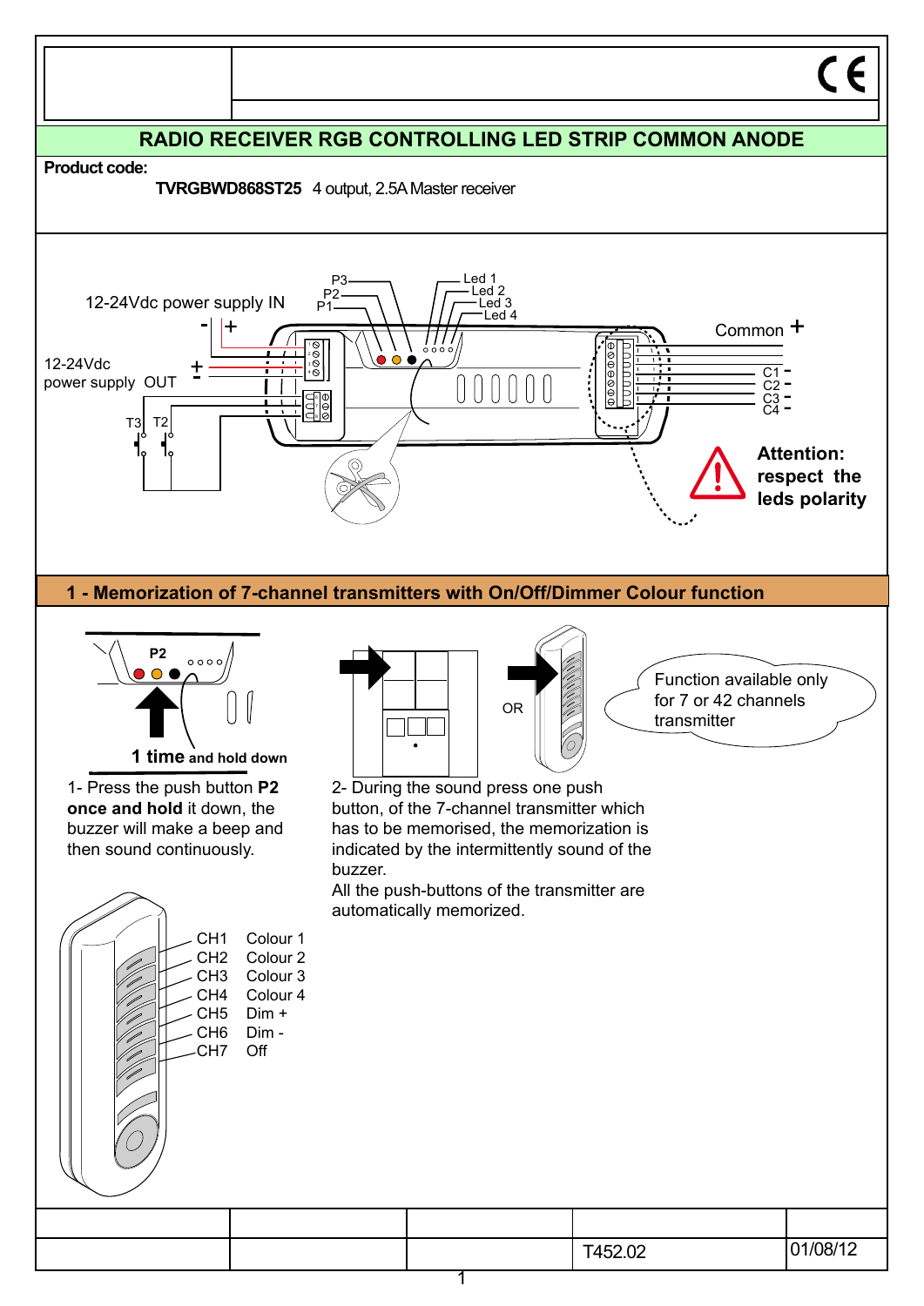# RADIO RECEIVER RGB CONTROLLING LED STRIP COMMON ANODE

**Product code:**

**TVRGBWD868ST25** 4 output, 2.5A Master receiver

12-24Vdc power supply IN

12-24Vdc power supply OUT

P3 P2 P1

Led 1 Led 2 Led 3 Led 4

Common +

C1 - C2 - C3 - C4 -

T3 T2

**Attention: respect the leds polarity**

## 1 - Memorization of 7-channel transmitters with On/Off/Dimmer Colour function

P2

**1 time** **and hold down**

1- Press the push button **P2 once and hold** it down, the buzzer will make a beep and then sound continuously.

OR

Function available only for 7 or 42 channels transmitter

2- During the sound press one push button, of the 7-channel transmitter which has to be memorised, the memorization is indicated by the intermittently sound of the buzzer.
All the push-buttons of the transmitter are automatically memorized.

| | |
|---|---|
| CH1 | Colour 1 |
| CH2 | Colour 2 |
| CH3 | Colour 3 |
| CH4 | Colour 4 |
| CH5 | Dim + |
| CH6 | Dim - |
| CH7 | Off |

T452.02 01/08/12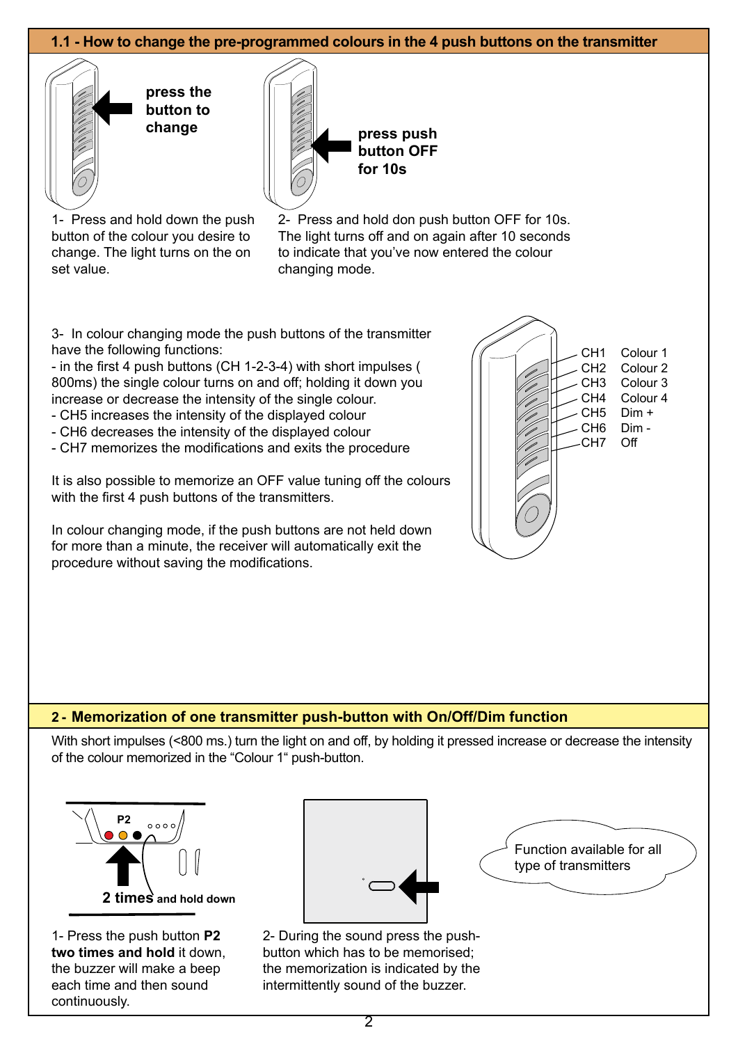## 1.1 - How to change the pre-programmed colours in the 4 push buttons on the transmitter

**press the button to change**

**press push button OFF for 10s**

1- Press and hold down the push button of the colour you desire to change. The light turns on the on set value.

2- Press and hold don push button OFF for 10s. The light turns off and on again after 10 seconds to indicate that you've now entered the colour changing mode.

3- In colour changing mode the push buttons of the transmitter have the following functions:

- in the first 4 push buttons (CH 1-2-3-4) with short impulses ( 800ms) the single colour turns on and off; holding it down you increase or decrease the intensity of the single colour.
- CH5 increases the intensity of the displayed colour
- CH6 decreases the intensity of the displayed colour
- CH7 memorizes the modifications and exits the procedure

It is also possible to memorize an OFF value tuning off the colours with the first 4 push buttons of the transmitters.

In colour changing mode, if the push buttons are not held down for more than a minute, the receiver will automatically exit the procedure without saving the modifications.

| | |
|---|---|
| CH1 | Colour 1 |
| CH2 | Colour 2 |
| CH3 | Colour 3 |
| CH4 | Colour 4 |
| CH5 | Dim + |
| CH6 | Dim - |
| CH7 | Off |

## 2 - Memorization of one transmitter push-button with On/Off/Dim function

With short impulses (<800 ms.) turn the light on and off, by holding it pressed increase or decrease the intensity of the colour memorized in the "Colour 1" push-button.

P2

**2 times** **and hold down**

1- Press the push button **P2 two times and hold** it down, the buzzer will make a beep each time and then sound continuously.

2- During the sound press the push-button which has to be memorised; the memorization is indicated by the intermittently sound of the buzzer.

Function available for all type of transmitters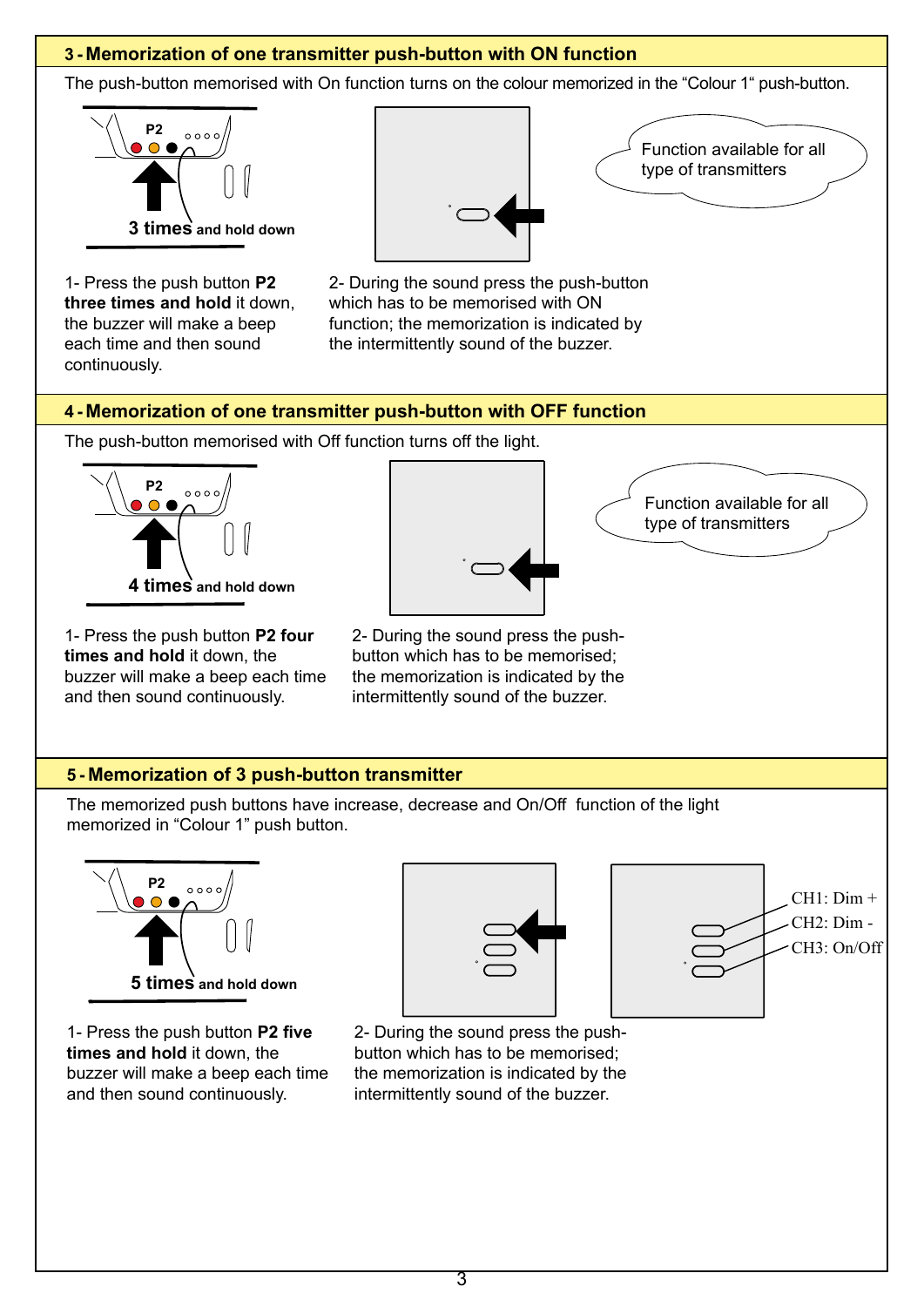## 3 - Memorization of one transmitter push-button with ON function

The push-button memorised with On function turns on the colour memorized in the "Colour 1" push-button.

P2

**3 times and hold down**

Function available for all type of transmitters

1- Press the push button **P2 three times and hold** it down, the buzzer will make a beep each time and then sound continuously.

2- During the sound press the push-button which has to be memorised with ON function; the memorization is indicated by the intermittently sound of the buzzer.

## 4 - Memorization of one transmitter push-button with OFF function

The push-button memorised with Off function turns off the light.

P2

**4 times and hold down**

Function available for all type of transmitters

1- Press the push button **P2 four times and hold** it down, the buzzer will make a beep each time and then sound continuously.

2- During the sound press the push-button which has to be memorised; the memorization is indicated by the intermittently sound of the buzzer.

## 5 - Memorization of 3 push-button transmitter

The memorized push buttons have increase, decrease and On/Off function of the light memorized in "Colour 1" push button.

P2

**5 times and hold down**

CH1: Dim +
CH2: Dim -
CH3: On/Off

1- Press the push button **P2 five times and hold** it down, the buzzer will make a beep each time and then sound continuously.

2- During the sound press the push-button which has to be memorised; the memorization is indicated by the intermittently sound of the buzzer.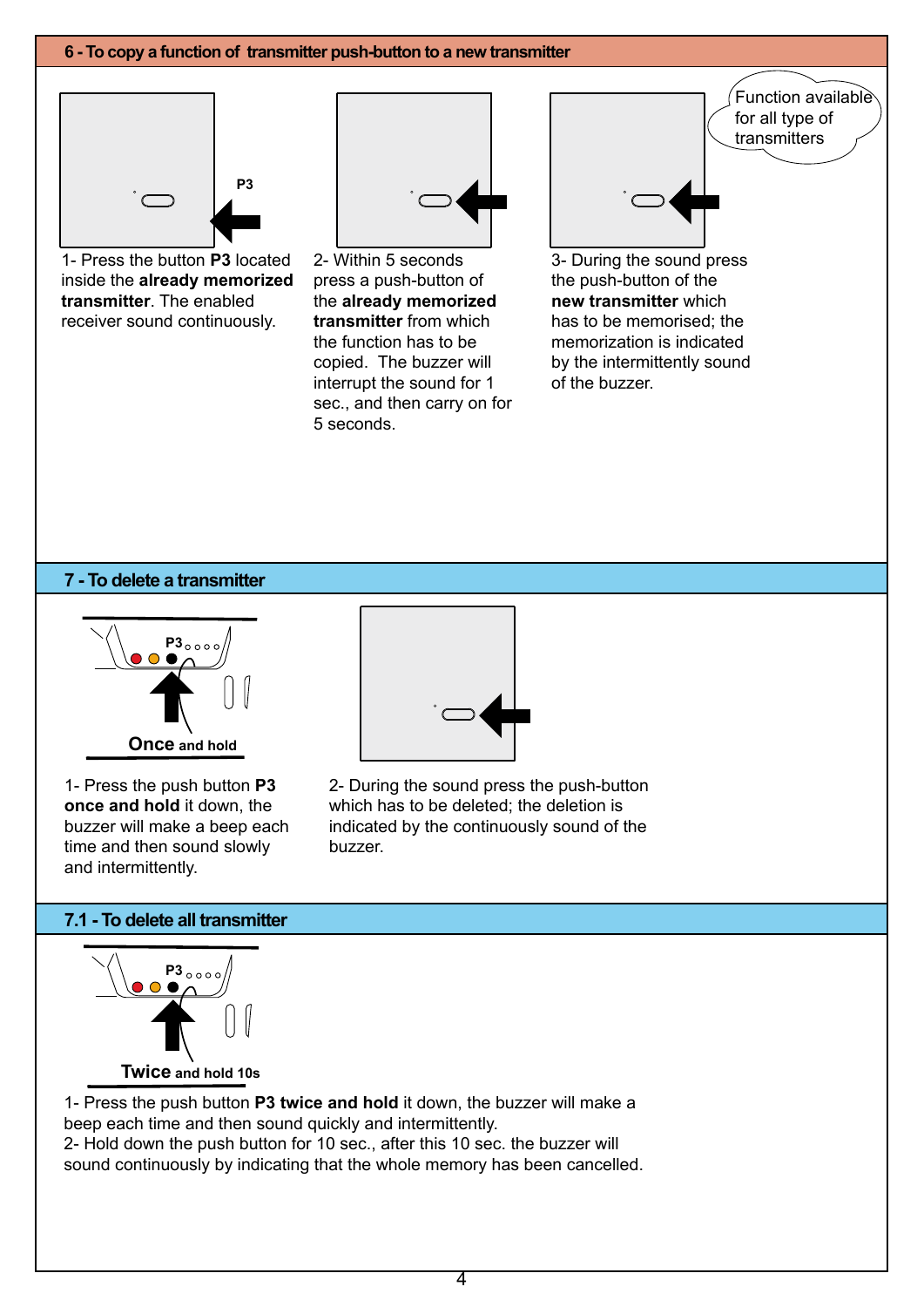## 6 - To copy a function of transmitter push-button to a new transmitter

P3

Function available for all type of transmitters

1- Press the button **P3** located inside the **already memorized transmitter**. The enabled receiver sound continuously.

2- Within 5 seconds press a push-button of the **already memorized transmitter** from which the function has to be copied. The buzzer will interrupt the sound for 1 sec., and then carry on for 5 seconds.

3- During the sound press the push-button of the **new transmitter** which has to be memorised; the memorization is indicated by the intermittently sound of the buzzer.

## 7 - To delete a transmitter

P3

**Once** and hold

1- Press the push button **P3 once and hold** it down, the buzzer will make a beep each time and then sound slowly and intermittently.

2- During the sound press the push-button which has to be deleted; the deletion is indicated by the continuously sound of the buzzer.

## 7.1 - To delete all transmitter

P3

**Twice** and hold 10s

1- Press the push button **P3 twice and hold** it down, the buzzer will make a beep each time and then sound quickly and intermittently.
2- Hold down the push button for 10 sec., after this 10 sec. the buzzer will sound continuously by indicating that the whole memory has been cancelled.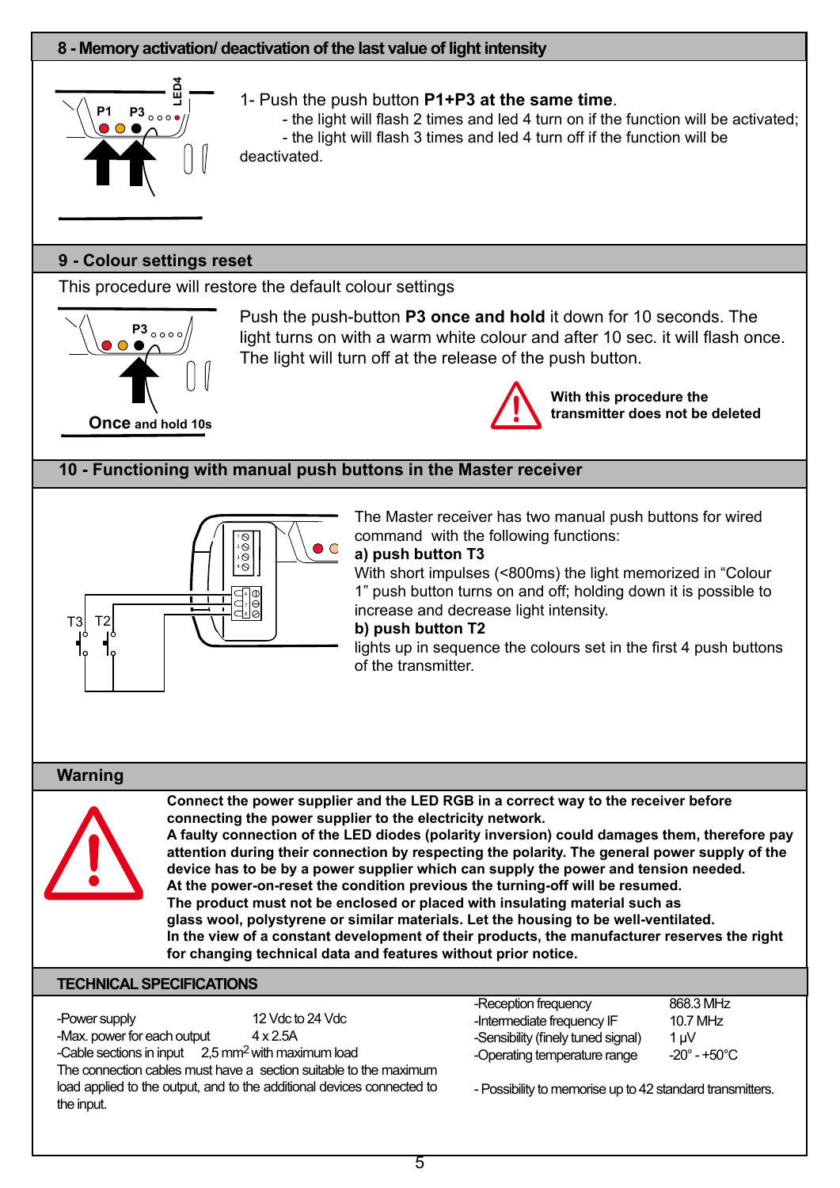## 8 - Memory activation/ deactivation of the last value of light intensity

1- Push the push button **P1+P3 at the same time**.
- the light will flash 2 times and led 4 turn on if the function will be activated;
- the light will flash 3 times and led 4 turn off if the function will be deactivated.

## 9 - Colour settings reset

This procedure will restore the default colour settings

**Once** and hold 10s

Push the push-button **P3 once and hold** it down for 10 seconds. The light turns on with a warm white colour and after 10 sec. it will flash once. The light will turn off at the release of the push button.

**With this procedure the transmitter does not be deleted**

## 10 - Functioning with manual push buttons in the Master receiver

The Master receiver has two manual push buttons for wired command with the following functions:

**a) push button T3**

With short impulses (<800ms) the light memorized in "Colour 1" push button turns on and off; holding down it is possible to increase and decrease light intensity.

**b) push button T2**

lights up in sequence the colours set in the first 4 push buttons of the transmitter.

## Warning

**Connect the power supplier and the LED RGB in a correct way to the receiver before connecting the power supplier to the electricity network.**
**A faulty connection of the LED diodes (polarity inversion) could damages them, therefore pay attention during their connection by respecting the polarity. The general power supply of the device has to be by a power supplier which can supply the power and tension needed.**
**At the power-on-reset the condition previous the turning-off will be resumed.**
**The product must not be enclosed or placed with insulating material such as glass wool, polystyrene or similar materials. Let the housing to be well-ventilated.**
**In the view of a constant development of their products, the manufacturer reserves the right for changing technical data and features without prior notice.**

## TECHNICAL SPECIFICATIONS

| | |
|---|---|
| -Power supply | 12 Vdc to 24 Vdc |
| -Max. power for each output | 4 x 2.5A |
| -Cable sections in input | 2,5 mm$^2$ with maximum load |

The connection cables must have a section suitable to the maximum load applied to the output, and to the additional devices connected to the input.

| | |
|---|---|
| -Reception frequency | 868.3 MHz |
| -Intermediate frequency IF | 10.7 MHz |
| -Sensibility (finely tuned signal) | 1 µV |
| -Operating temperature range | -20° - +50°C |

- Possibility to memorise up to 42 standard transmitters.